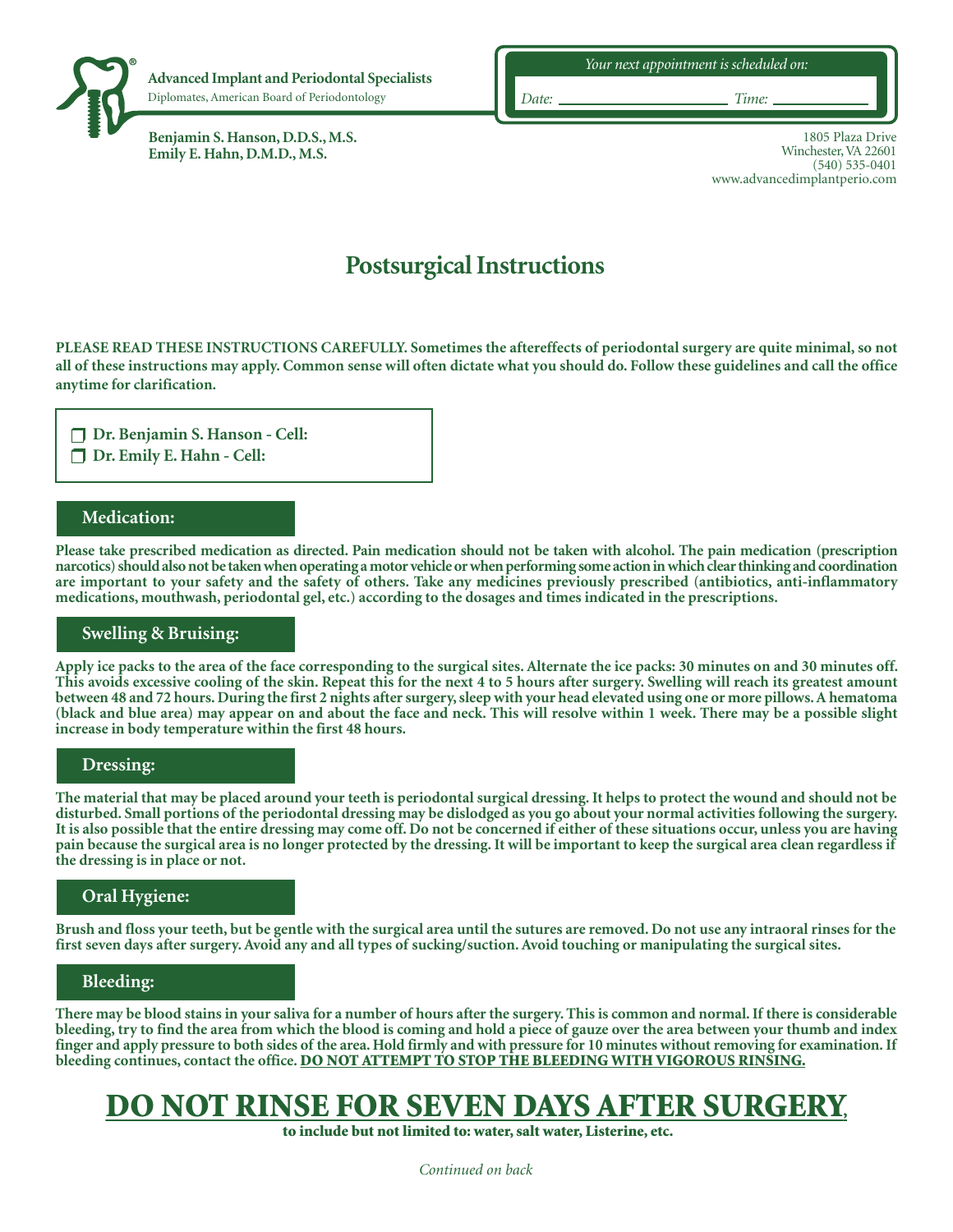**Advanced Implant and Periodontal Specialists**
Diplomates, American Board of Periodontology

**Benjamin S. Hanson, D.D.S., M.S.**
**Emily E. Hahn, D.M.D., M.S.**

*Your next appointment is scheduled on:*

*Date:* ____________________ *Time:* ____________

1805 Plaza Drive
Winchester, VA 22601
(540) 535-0401
www.advancedimplantperio.com

# Postsurgical Instructions

**PLEASE READ THESE INSTRUCTIONS CAREFULLY. Sometimes the aftereffects of periodontal surgery are quite minimal, so not all of these instructions may apply. Common sense will often dictate what you should do. Follow these guidelines and call the office anytime for clarification.**

- ❐ **Dr. Benjamin S. Hanson - Cell:**
- ❐ **Dr. Emily E. Hahn - Cell:**

## Medication:

**Please take prescribed medication as directed. Pain medication should not be taken with alcohol. The pain medication (prescription narcotics) should also not be taken when operating a motor vehicle or when performing some action in which clear thinking and coordination are important to your safety and the safety of others. Take any medicines previously prescribed (antibiotics, anti-inflammatory medications, mouthwash, periodontal gel, etc.) according to the dosages and times indicated in the prescriptions.**

## Swelling & Bruising:

**Apply ice packs to the area of the face corresponding to the surgical sites. Alternate the ice packs: 30 minutes on and 30 minutes off. This avoids excessive cooling of the skin. Repeat this for the next 4 to 5 hours after surgery. Swelling will reach its greatest amount between 48 and 72 hours. During the first 2 nights after surgery, sleep with your head elevated using one or more pillows. A hematoma (black and blue area) may appear on and about the face and neck. This will resolve within 1 week. There may be a possible slight increase in body temperature within the first 48 hours.**

## Dressing:

**The material that may be placed around your teeth is periodontal surgical dressing. It helps to protect the wound and should not be disturbed. Small portions of the periodontal dressing may be dislodged as you go about your normal activities following the surgery. It is also possible that the entire dressing may come off. Do not be concerned if either of these situations occur, unless you are having pain because the surgical area is no longer protected by the dressing. It will be important to keep the surgical area clean regardless if the dressing is in place or not.**

## Oral Hygiene:

**Brush and floss your teeth, but be gentle with the surgical area until the sutures are removed. Do not use any intraoral rinses for the first seven days after surgery. Avoid any and all types of sucking/suction. Avoid touching or manipulating the surgical sites.**

## Bleeding:

**There may be blood stains in your saliva for a number of hours after the surgery. This is common and normal. If there is considerable bleeding, try to find the area from which the blood is coming and hold a piece of gauze over the area between your thumb and index finger and apply pressure to both sides of the area. Hold firmly and with pressure for 10 minutes without removing for examination. If bleeding continues, contact the office. <u>DO NOT ATTEMPT TO STOP THE BLEEDING WITH VIGOROUS RINSING.</u>**

# <u>DO NOT RINSE FOR SEVEN DAYS AFTER SURGERY</u>,

**to include but not limited to: water, salt water, Listerine, etc.**

*Continued on back*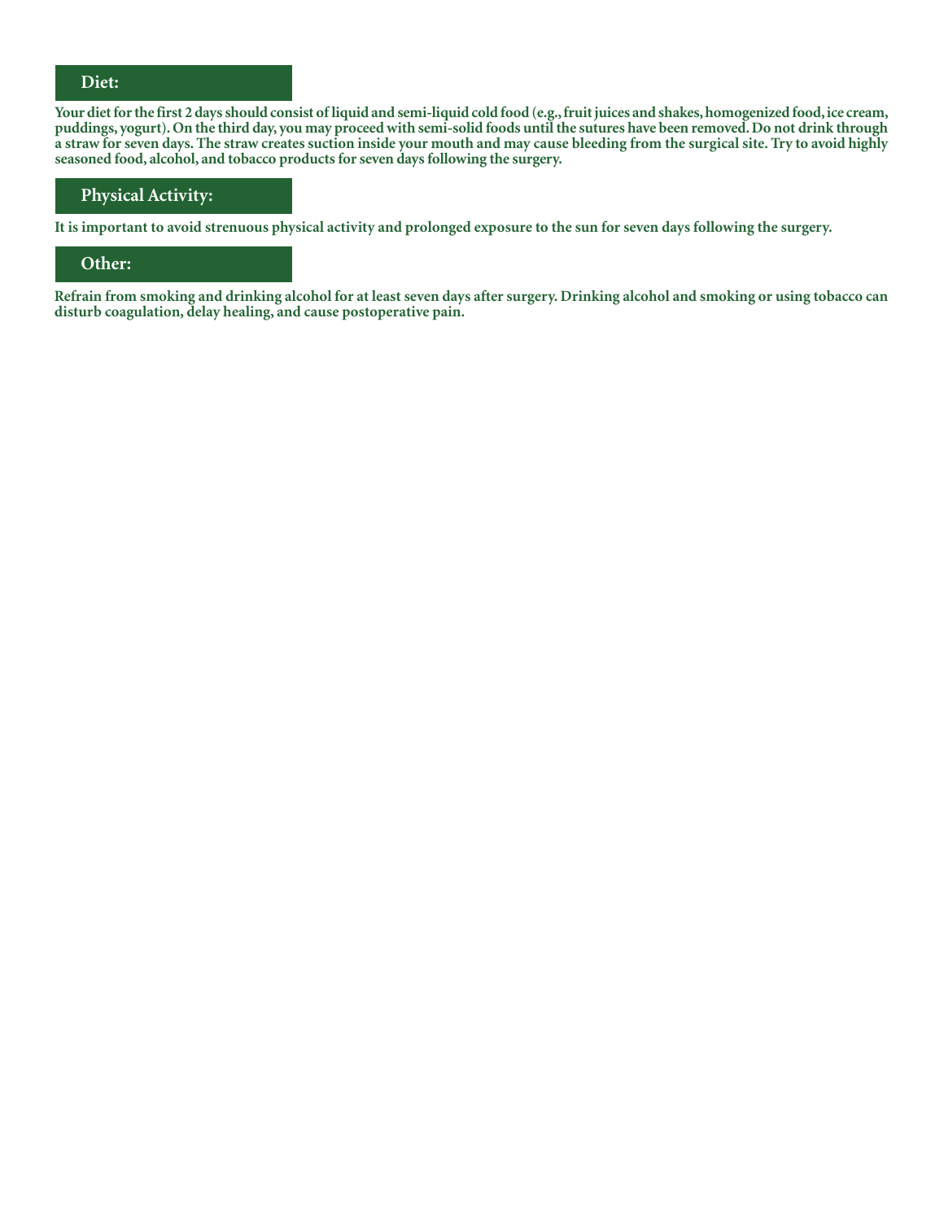## Diet:

**Your diet for the first 2 days should consist of liquid and semi-liquid cold food (e.g., fruit juices and shakes, homogenized food, ice cream, puddings, yogurt). On the third day, you may proceed with semi-solid foods until the sutures have been removed. Do not drink through a straw for seven days. The straw creates suction inside your mouth and may cause bleeding from the surgical site. Try to avoid highly seasoned food, alcohol, and tobacco products for seven days following the surgery.**

## Physical Activity:

**It is important to avoid strenuous physical activity and prolonged exposure to the sun for seven days following the surgery.**

## Other:

**Refrain from smoking and drinking alcohol for at least seven days after surgery. Drinking alcohol and smoking or using tobacco can disturb coagulation, delay healing, and cause postoperative pain.**